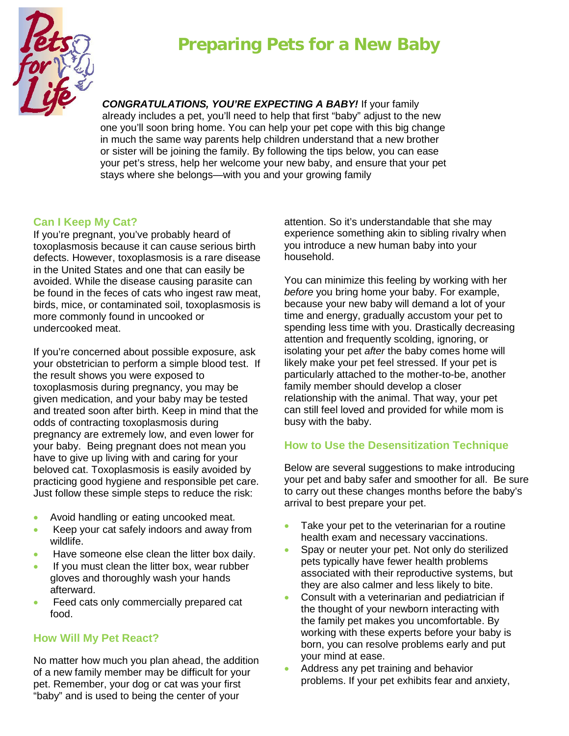# Preparing Pets for a New Baby

***CONGRATULATIONS, YOU'RE EXPECTING A BABY!*** If your family already includes a pet, you'll need to help that first "baby" adjust to the new one you'll soon bring home. You can help your pet cope with this big change in much the same way parents help children understand that a new brother or sister will be joining the family. By following the tips below, you can ease your pet's stress, help her welcome your new baby, and ensure that your pet stays where she belongs—with you and your growing family

## Can I Keep My Cat?

If you're pregnant, you've probably heard of toxoplasmosis because it can cause serious birth defects. However, toxoplasmosis is a rare disease in the United States and one that can easily be avoided. While the disease causing parasite can be found in the feces of cats who ingest raw meat, birds, mice, or contaminated soil, toxoplasmosis is more commonly found in uncooked or undercooked meat.

If you're concerned about possible exposure, ask your obstetrician to perform a simple blood test. If the result shows you were exposed to toxoplasmosis during pregnancy, you may be given medication, and your baby may be tested and treated soon after birth. Keep in mind that the odds of contracting toxoplasmosis during pregnancy are extremely low, and even lower for your baby. Being pregnant does not mean you have to give up living with and caring for your beloved cat. Toxoplasmosis is easily avoided by practicing good hygiene and responsible pet care. Just follow these simple steps to reduce the risk:

- Avoid handling or eating uncooked meat.
- Keep your cat safely indoors and away from wildlife.
- Have someone else clean the litter box daily.
- If you must clean the litter box, wear rubber gloves and thoroughly wash your hands afterward.
- Feed cats only commercially prepared cat food.

## How Will My Pet React?

No matter how much you plan ahead, the addition of a new family member may be difficult for your pet. Remember, your dog or cat was your first "baby" and is used to being the center of your attention. So it's understandable that she may experience something akin to sibling rivalry when you introduce a new human baby into your household.

You can minimize this feeling by working with her *before* you bring home your baby. For example, because your new baby will demand a lot of your time and energy, gradually accustom your pet to spending less time with you. Drastically decreasing attention and frequently scolding, ignoring, or isolating your pet *after* the baby comes home will likely make your pet feel stressed. If your pet is particularly attached to the mother-to-be, another family member should develop a closer relationship with the animal. That way, your pet can still feel loved and provided for while mom is busy with the baby.

## How to Use the Desensitization Technique

Below are several suggestions to make introducing your pet and baby safer and smoother for all. Be sure to carry out these changes months before the baby's arrival to best prepare your pet.

- Take your pet to the veterinarian for a routine health exam and necessary vaccinations.
- Spay or neuter your pet. Not only do sterilized pets typically have fewer health problems associated with their reproductive systems, but they are also calmer and less likely to bite.
- Consult with a veterinarian and pediatrician if the thought of your newborn interacting with the family pet makes you uncomfortable. By working with these experts before your baby is born, you can resolve problems early and put your mind at ease.
- Address any pet training and behavior problems. If your pet exhibits fear and anxiety,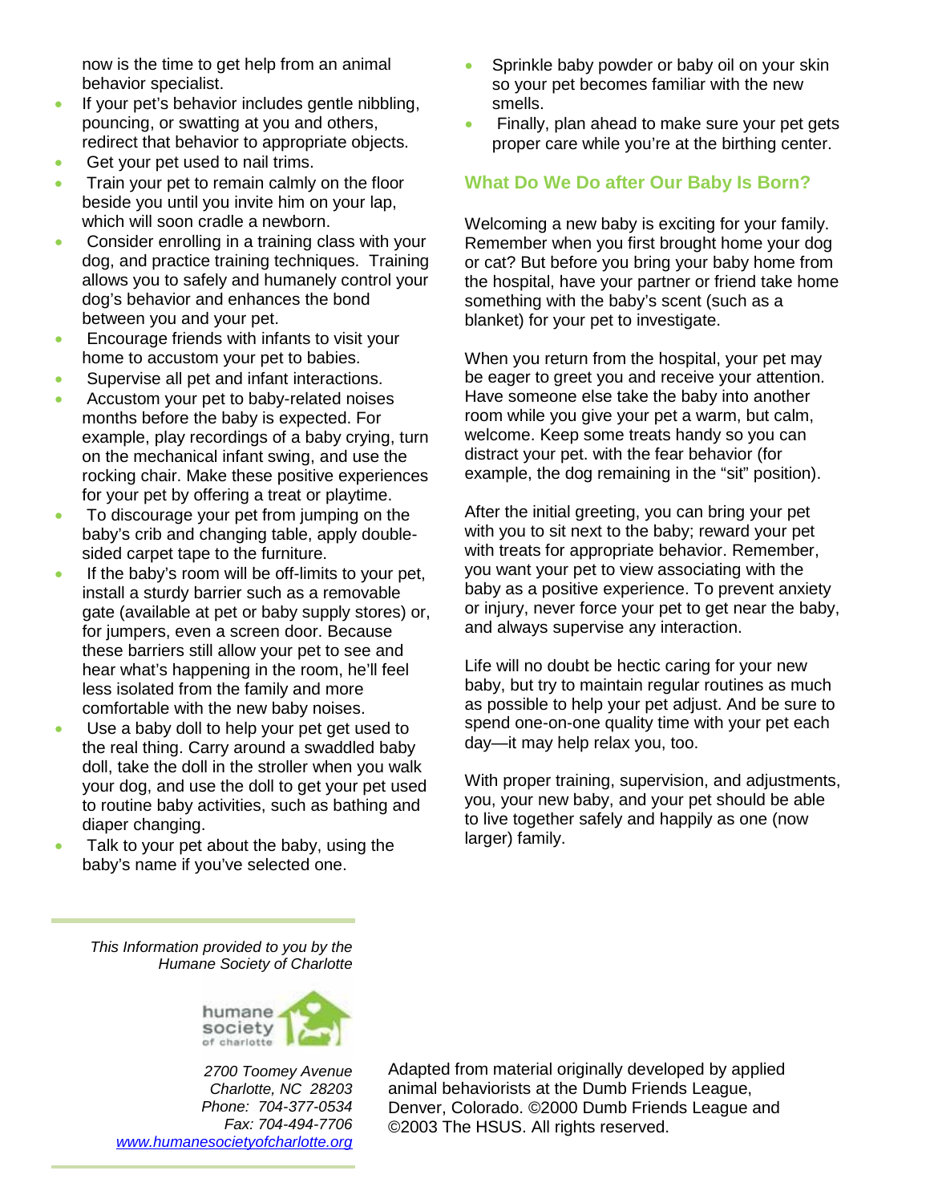now is the time to get help from an animal behavior specialist.

- If your pet's behavior includes gentle nibbling, pouncing, or swatting at you and others, redirect that behavior to appropriate objects.
- Get your pet used to nail trims.
- Train your pet to remain calmly on the floor beside you until you invite him on your lap, which will soon cradle a newborn.
- Consider enrolling in a training class with your dog, and practice training techniques. Training allows you to safely and humanely control your dog's behavior and enhances the bond between you and your pet.
- Encourage friends with infants to visit your home to accustom your pet to babies.
- Supervise all pet and infant interactions.
- Accustom your pet to baby-related noises months before the baby is expected. For example, play recordings of a baby crying, turn on the mechanical infant swing, and use the rocking chair. Make these positive experiences for your pet by offering a treat or playtime.
- To discourage your pet from jumping on the baby's crib and changing table, apply double-sided carpet tape to the furniture.
- If the baby's room will be off-limits to your pet, install a sturdy barrier such as a removable gate (available at pet or baby supply stores) or, for jumpers, even a screen door. Because these barriers still allow your pet to see and hear what's happening in the room, he'll feel less isolated from the family and more comfortable with the new baby noises.
- Use a baby doll to help your pet get used to the real thing. Carry around a swaddled baby doll, take the doll in the stroller when you walk your dog, and use the doll to get your pet used to routine baby activities, such as bathing and diaper changing.
- Talk to your pet about the baby, using the baby's name if you've selected one.
- Sprinkle baby powder or baby oil on your skin so your pet becomes familiar with the new smells.
- Finally, plan ahead to make sure your pet gets proper care while you're at the birthing center.

## What Do We Do after Our Baby Is Born?

Welcoming a new baby is exciting for your family. Remember when you first brought home your dog or cat? But before you bring your baby home from the hospital, have your partner or friend take home something with the baby's scent (such as a blanket) for your pet to investigate.

When you return from the hospital, your pet may be eager to greet you and receive your attention. Have someone else take the baby into another room while you give your pet a warm, but calm, welcome. Keep some treats handy so you can distract your pet. with the fear behavior (for example, the dog remaining in the "sit" position).

After the initial greeting, you can bring your pet with you to sit next to the baby; reward your pet with treats for appropriate behavior. Remember, you want your pet to view associating with the baby as a positive experience. To prevent anxiety or injury, never force your pet to get near the baby, and always supervise any interaction.

Life will no doubt be hectic caring for your new baby, but try to maintain regular routines as much as possible to help your pet adjust. And be sure to spend one-on-one quality time with your pet each day—it may help relax you, too.

With proper training, supervision, and adjustments, you, your new baby, and your pet should be able to live together safely and happily as one (now larger) family.

---

*This Information provided to you by the Humane Society of Charlotte*

humane society of charlotte

*2700 Toomey Avenue*
*Charlotte, NC 28203*
*Phone: 704-377-0534*
*Fax: 704-494-7706*
*[www.humanesocietyofcharlotte.org](http://www.humanesocietyofcharlotte.org)*

Adapted from material originally developed by applied animal behaviorists at the Dumb Friends League, Denver, Colorado. ©2000 Dumb Friends League and ©2003 The HSUS. All rights reserved.